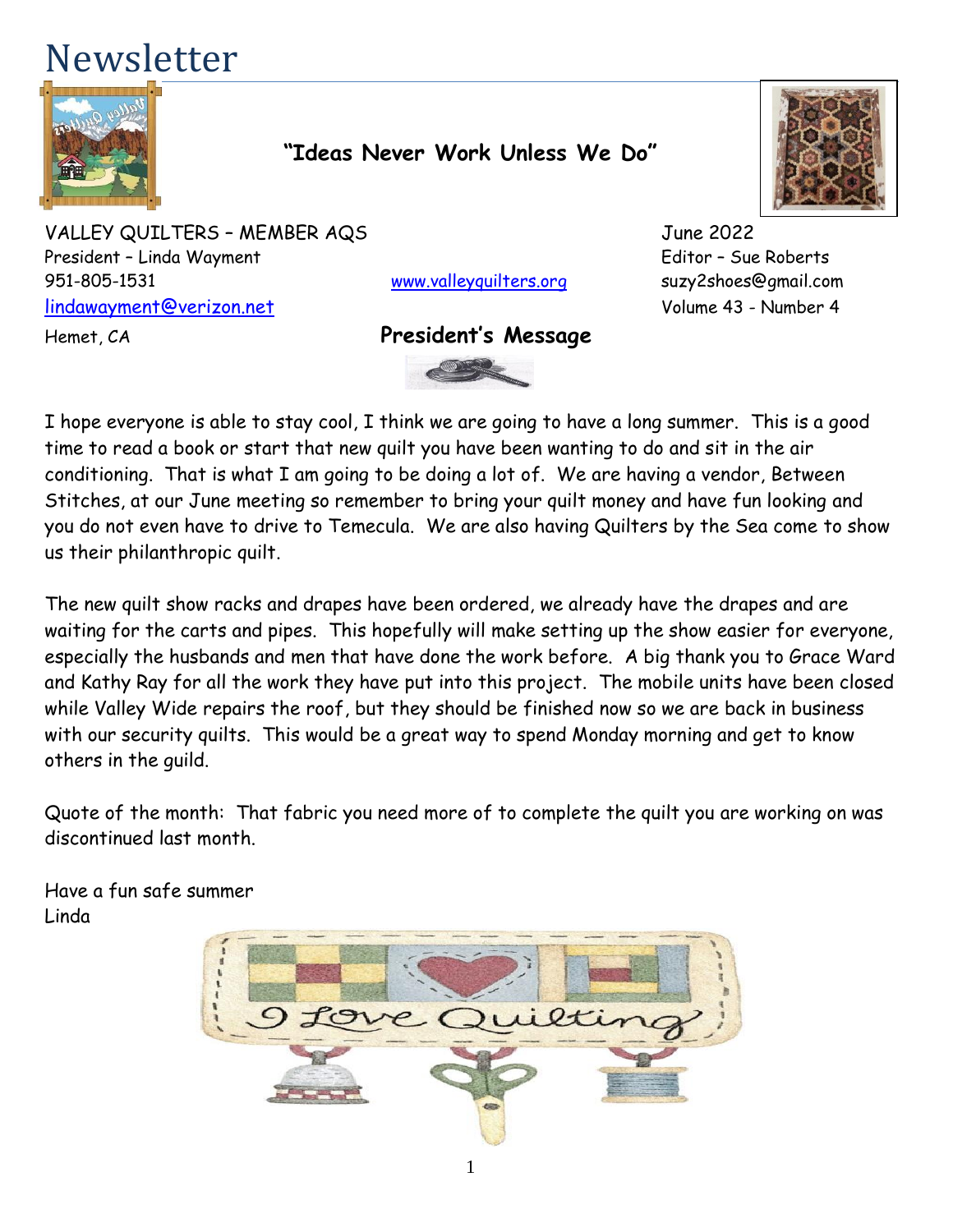# Newsletter

**"Ideas Never Work Unless We Do"**

VALLEY QUILTERS – MEMBER AQS
President – Linda Wayment
951-805-1531
lindawayment@verizon.net
Hemet, CA

www.valleyquilters.org

June 2022
Editor – Sue Roberts
suzy2shoes@gmail.com
Volume 43 - Number 4

## President's Message

I hope everyone is able to stay cool, I think we are going to have a long summer. This is a good time to read a book or start that new quilt you have been wanting to do and sit in the air conditioning. That is what I am going to be doing a lot of. We are having a vendor, Between Stitches, at our June meeting so remember to bring your quilt money and have fun looking and you do not even have to drive to Temecula. We are also having Quilters by the Sea come to show us their philanthropic quilt.

The new quilt show racks and drapes have been ordered, we already have the drapes and are waiting for the carts and pipes. This hopefully will make setting up the show easier for everyone, especially the husbands and men that have done the work before. A big thank you to Grace Ward and Kathy Ray for all the work they have put into this project. The mobile units have been closed while Valley Wide repairs the roof, but they should be finished now so we are back in business with our security quilts. This would be a great way to spend Monday morning and get to know others in the guild.

Quote of the month: That fabric you need more of to complete the quilt you are working on was discontinued last month.

Have a fun safe summer
Linda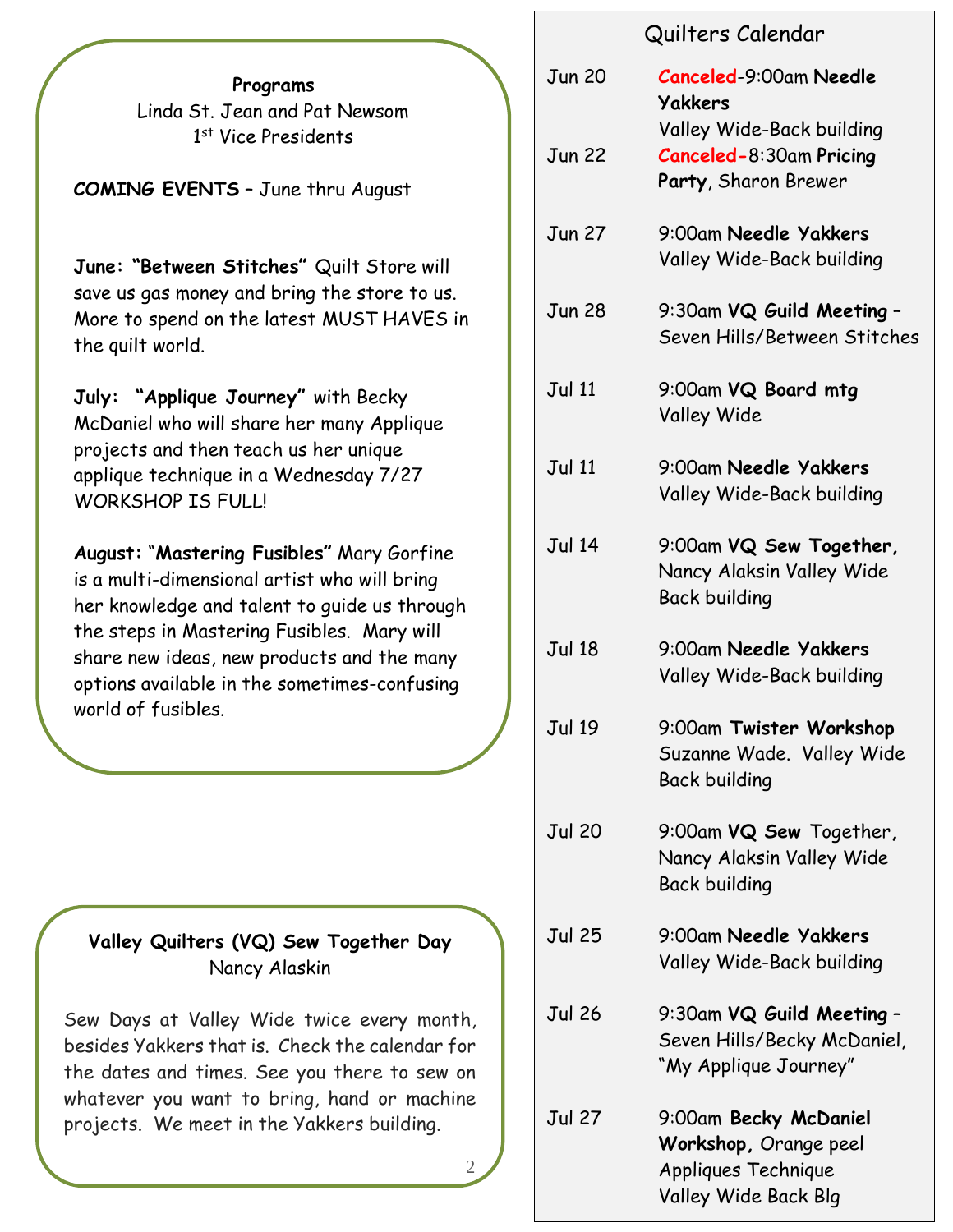**Programs**

Linda St. Jean and Pat Newsom
1st Vice Presidents

**COMING EVENTS** – June thru August

**June: "Between Stitches"** Quilt Store will save us gas money and bring the store to us. More to spend on the latest MUST HAVES in the quilt world.

**July: "Applique Journey"** with Becky McDaniel who will share her many Applique projects and then teach us her unique applique technique in a Wednesday 7/27 WORKSHOP IS FULL!

**August:** "**Mastering Fusibles"** Mary Gorfine is a multi-dimensional artist who will bring her knowledge and talent to guide us through the steps in Mastering Fusibles. Mary will share new ideas, new products and the many options available in the sometimes-confusing world of fusibles.

**Valley Quilters (VQ) Sew Together Day**

Nancy Alaskin

Sew Days at Valley Wide twice every month, besides Yakkers that is. Check the calendar for the dates and times. See you there to sew on whatever you want to bring, hand or machine projects. We meet in the Yakkers building.

## Quilters Calendar

| | |
|---|---|
| Jun 20 | Canceled-9:00am **Needle Yakkers** Valley Wide-Back building |
| Jun 22 | Canceled-8:30am **Pricing Party**, Sharon Brewer |
| Jun 27 | 9:00am **Needle Yakkers** Valley Wide-Back building |
| Jun 28 | 9:30am **VQ Guild Meeting** – Seven Hills/Between Stitches |
| Jul 11 | 9:00am **VQ Board mtg** Valley Wide |
| Jul 11 | 9:00am **Needle Yakkers** Valley Wide-Back building |
| Jul 14 | 9:00am **VQ Sew Together,** Nancy Alaksin Valley Wide Back building |
| Jul 18 | 9:00am **Needle Yakkers** Valley Wide-Back building |
| Jul 19 | 9:00am **Twister Workshop** Suzanne Wade. Valley Wide Back building |
| Jul 20 | 9:00am **VQ Sew** Together, Nancy Alaksin Valley Wide Back building |
| Jul 25 | 9:00am **Needle Yakkers** Valley Wide-Back building |
| Jul 26 | 9:30am **VQ Guild Meeting** – Seven Hills/Becky McDaniel, "My Applique Journey" |
| Jul 27 | 9:00am **Becky McDaniel Workshop,** Orange peel Appliques Technique Valley Wide Back Blg |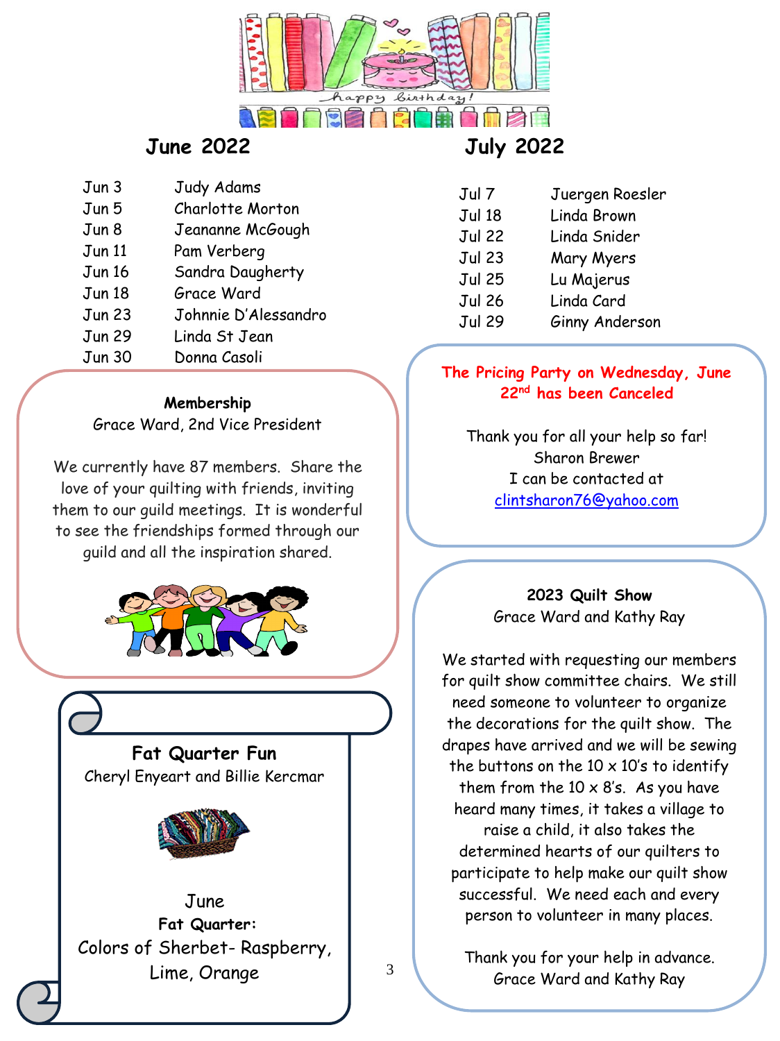## June 2022

| | |
|---|---|
| Jun 3 | Judy Adams |
| Jun 5 | Charlotte Morton |
| Jun 8 | Jeananne McGough |
| Jun 11 | Pam Verberg |
| Jun 16 | Sandra Daugherty |
| Jun 18 | Grace Ward |
| Jun 23 | Johnnie D'Alessandro |
| Jun 29 | Linda St Jean |
| Jun 30 | Donna Casoli |

## July 2022

| | |
|---|---|
| Jul 7 | Juergen Roesler |
| Jul 18 | Linda Brown |
| Jul 22 | Linda Snider |
| Jul 23 | Mary Myers |
| Jul 25 | Lu Majerus |
| Jul 26 | Linda Card |
| Jul 29 | Ginny Anderson |

### Membership

Grace Ward, 2nd Vice President

We currently have 87 members. Share the love of your quilting with friends, inviting them to our guild meetings. It is wonderful to see the friendships formed through our guild and all the inspiration shared.

### Fat Quarter Fun

Cheryl Enyeart and Billie Kercmar

June

**Fat Quarter:**

Colors of Sherbet- Raspberry, Lime, Orange

**The Pricing Party on Wednesday, June 22nd has been Canceled**

Thank you for all your help so far!
Sharon Brewer
I can be contacted at
clintsharon76@yahoo.com

### 2023 Quilt Show

Grace Ward and Kathy Ray

We started with requesting our members for quilt show committee chairs. We still need someone to volunteer to organize the decorations for the quilt show. The drapes have arrived and we will be sewing the buttons on the 10 x 10's to identify them from the 10 x 8's. As you have heard many times, it takes a village to raise a child, it also takes the determined hearts of our quilters to participate to help make our quilt show successful. We need each and every person to volunteer in many places.

Thank you for your help in advance.
Grace Ward and Kathy Ray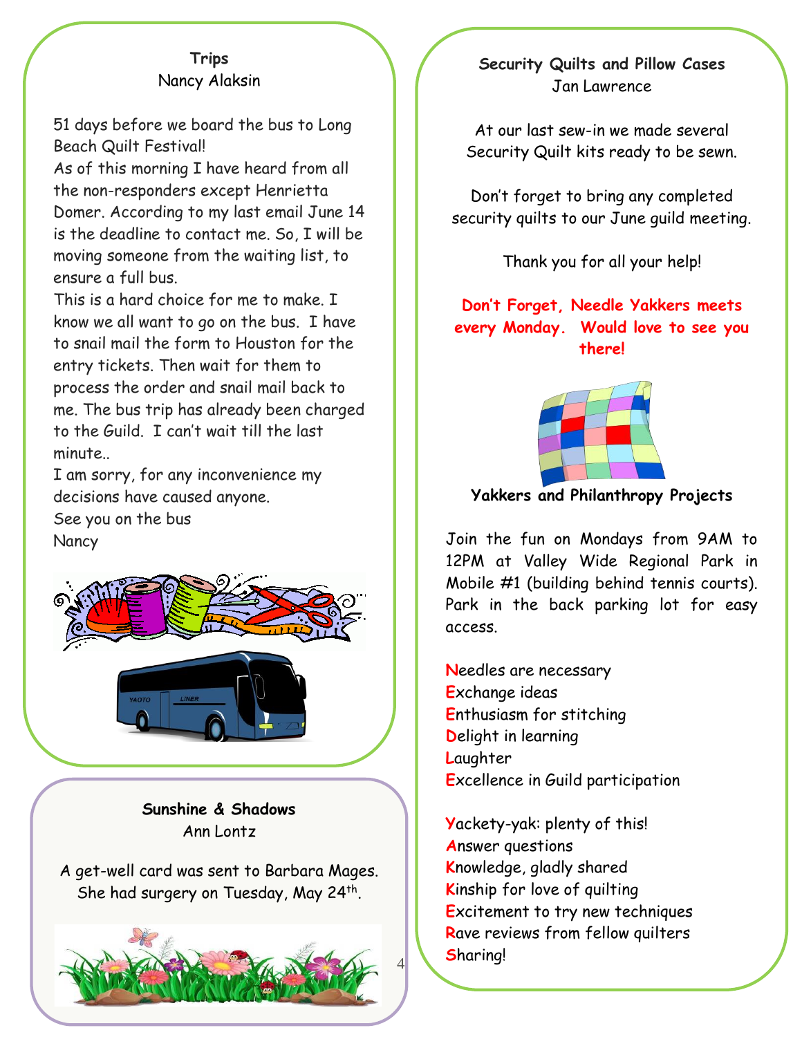### Trips

Nancy Alaksin

51 days before we board the bus to Long Beach Quilt Festival!
As of this morning I have heard from all the non-responders except Henrietta Domer. According to my last email June 14 is the deadline to contact me. So, I will be moving someone from the waiting list, to ensure a full bus.
This is a hard choice for me to make. I know we all want to go on the bus. I have to snail mail the form to Houston for the entry tickets. Then wait for them to process the order and snail mail back to me. The bus trip has already been charged to the Guild. I can't wait till the last minute..
I am sorry, for any inconvenience my decisions have caused anyone.
See you on the bus
Nancy

### Sunshine & Shadows

Ann Lontz

A get-well card was sent to Barbara Mages. She had surgery on Tuesday, May 24th.

### Security Quilts and Pillow Cases

Jan Lawrence

At our last sew-in we made several Security Quilt kits ready to be sewn.

Don't forget to bring any completed security quilts to our June guild meeting.

Thank you for all your help!

**Don't Forget, Needle Yakkers meets every Monday. Would love to see you there!**

### Yakkers and Philanthropy Projects

Join the fun on Mondays from 9AM to 12PM at Valley Wide Regional Park in Mobile #1 (building behind tennis courts). Park in the back parking lot for easy access.

**N**eedles are necessary
**E**xchange ideas
**E**nthusiasm for stitching
**D**elight in learning
**L**aughter
**E**xcellence in Guild participation

**Y**ackety-yak: plenty of this!
**A**nswer questions
**K**nowledge, gladly shared
**K**inship for love of quilting
**E**xcitement to try new techniques
**R**ave reviews from fellow quilters
**S**haring!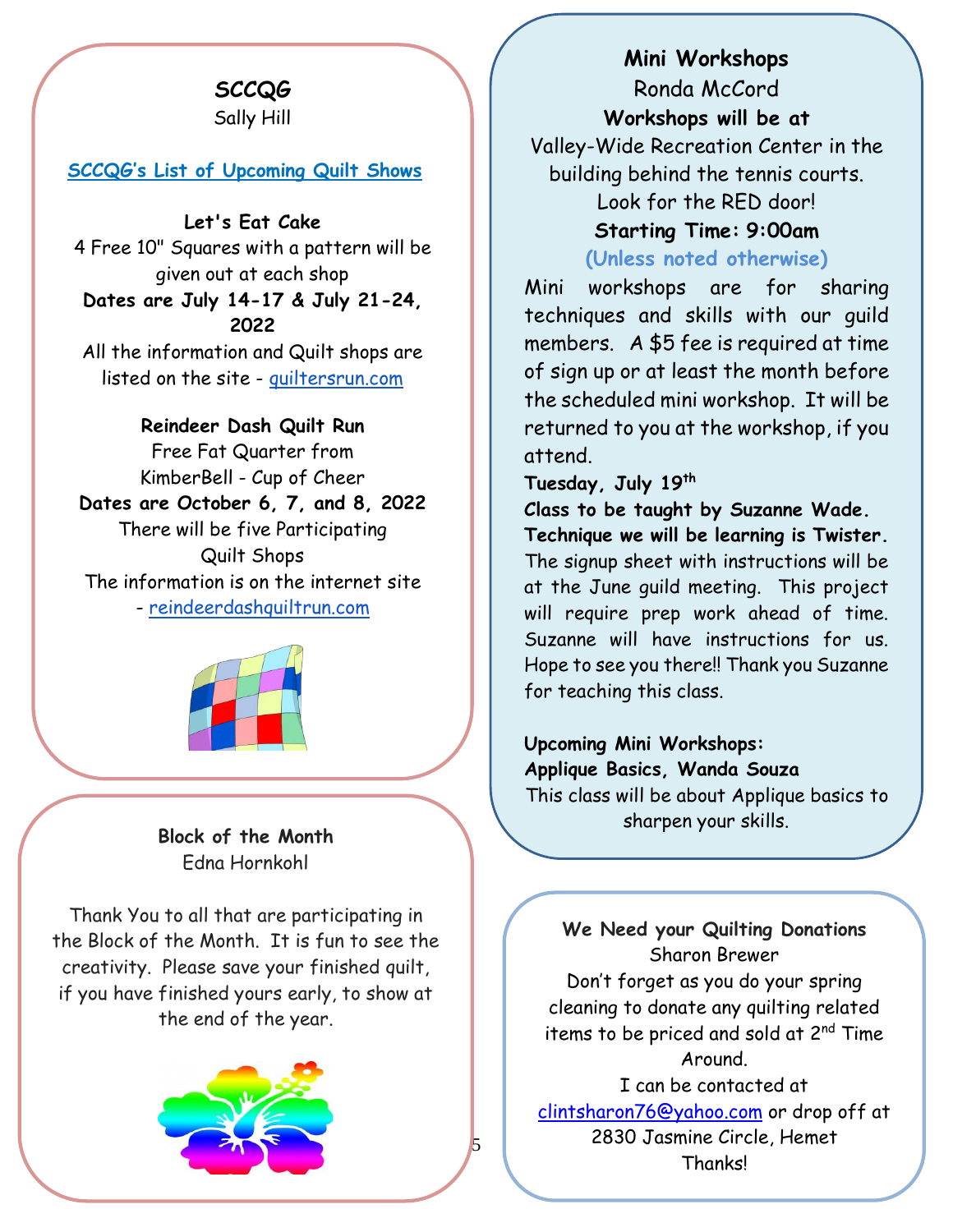## SCCQG

Sally Hill

[SCCQG's List of Upcoming Quilt Shows]

**Let's Eat Cake**

4 Free 10" Squares with a pattern will be given out at each shop

**Dates are July 14-17 & July 21-24, 2022**

All the information and Quilt shops are listed on the site - quiltersrun.com

**Reindeer Dash Quilt Run**

Free Fat Quarter from KimberBell - Cup of Cheer

**Dates are October 6, 7, and 8, 2022**

There will be five Participating Quilt Shops

The information is on the internet site - reindeerdashquiltrun.com

## Block of the Month

Edna Hornkohl

Thank You to all that are participating in the Block of the Month. It is fun to see the creativity. Please save your finished quilt, if you have finished yours early, to show at the end of the year.

## Mini Workshops

Ronda McCord

**Workshops will be at**

Valley-Wide Recreation Center in the building behind the tennis courts. Look for the RED door!

**Starting Time: 9:00am**

**(Unless noted otherwise)**

Mini workshops are for sharing techniques and skills with our guild members. A $5 fee is required at time of sign up or at least the month before the scheduled mini workshop. It will be returned to you at the workshop, if you attend.

**Tuesday, July 19th**

**Class to be taught by Suzanne Wade.**

**Technique we will be learning is Twister.**

The signup sheet with instructions will be at the June guild meeting. This project will require prep work ahead of time. Suzanne will have instructions for us. Hope to see you there!! Thank you Suzanne for teaching this class.

**Upcoming Mini Workshops:**

**Applique Basics, Wanda Souza**

This class will be about Applique basics to sharpen your skills.

## We Need your Quilting Donations

Sharon Brewer

Don't forget as you do your spring cleaning to donate any quilting related items to be priced and sold at 2nd Time Around.

I can be contacted at clintsharon76@yahoo.com or drop off at 2830 Jasmine Circle, Hemet

Thanks!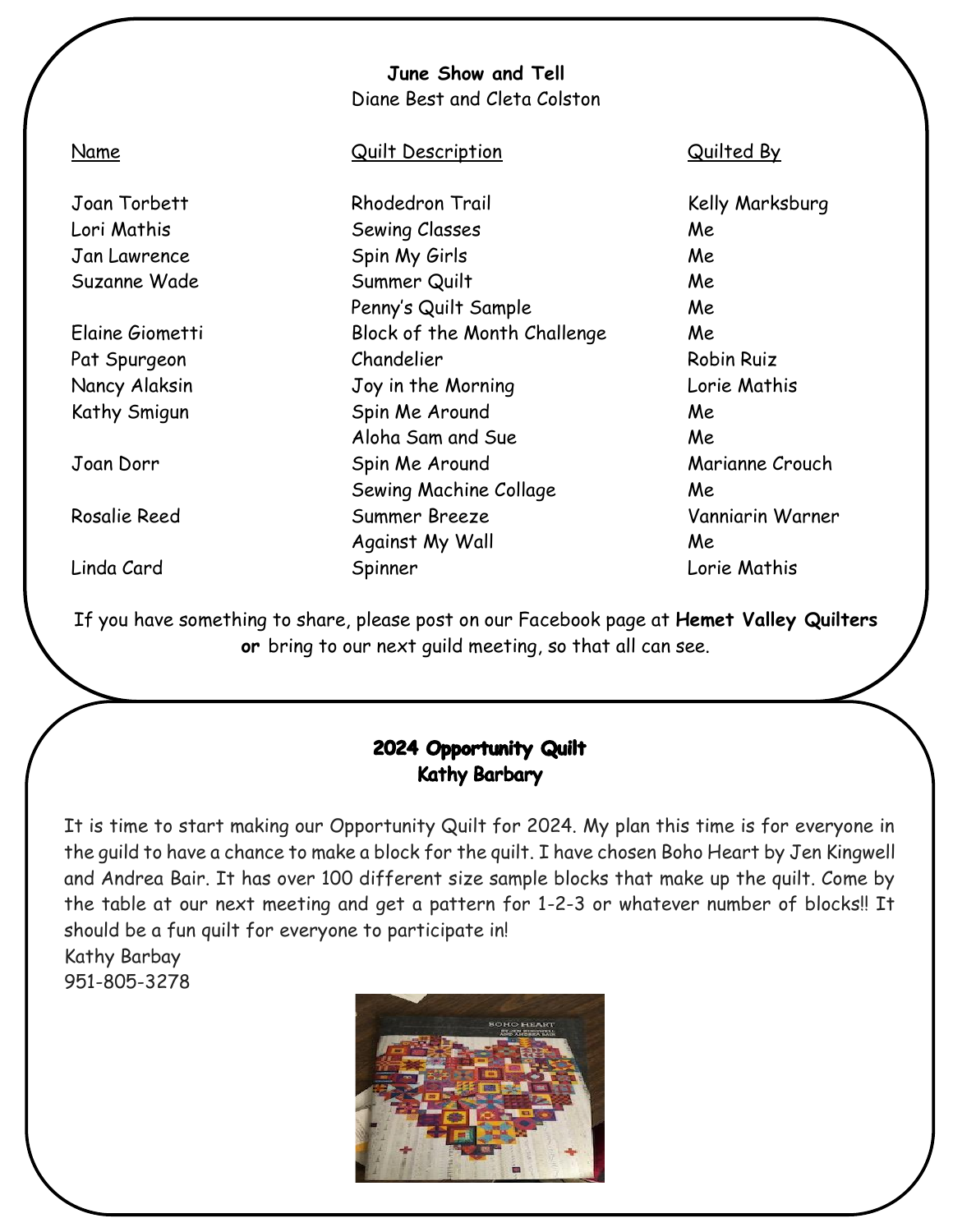## June Show and Tell

Diane Best and Cleta Colston

| Name | Quilt Description | Quilted By |
|---|---|---|
| Joan Torbett | Rhodedron Trail | Kelly Marksburg |
| Lori Mathis | Sewing Classes | Me |
| Jan Lawrence | Spin My Girls | Me |
| Suzanne Wade | Summer Quilt | Me |
| | Penny's Quilt Sample | Me |
| Elaine Giometti | Block of the Month Challenge | Me |
| Pat Spurgeon | Chandelier | Robin Ruiz |
| Nancy Alaksin | Joy in the Morning | Lorie Mathis |
| Kathy Smigun | Spin Me Around | Me |
| | Aloha Sam and Sue | Me |
| Joan Dorr | Spin Me Around | Marianne Crouch |
| | Sewing Machine Collage | Me |
| Rosalie Reed | Summer Breeze | Vanniarin Warner |
| | Against My Wall | Me |
| Linda Card | Spinner | Lorie Mathis |

If you have something to share, please post on our Facebook page at **Hemet Valley Quilters or** bring to our next guild meeting, so that all can see.

## 2024 Opportunity Quilt

**Kathy Barbary**

It is time to start making our Opportunity Quilt for 2024. My plan this time is for everyone in the guild to have a chance to make a block for the quilt. I have chosen Boho Heart by Jen Kingwell and Andrea Bair. It has over 100 different size sample blocks that make up the quilt. Come by the table at our next meeting and get a pattern for 1-2-3 or whatever number of blocks!! It should be a fun quilt for everyone to participate in!

Kathy Barbay
951-805-3278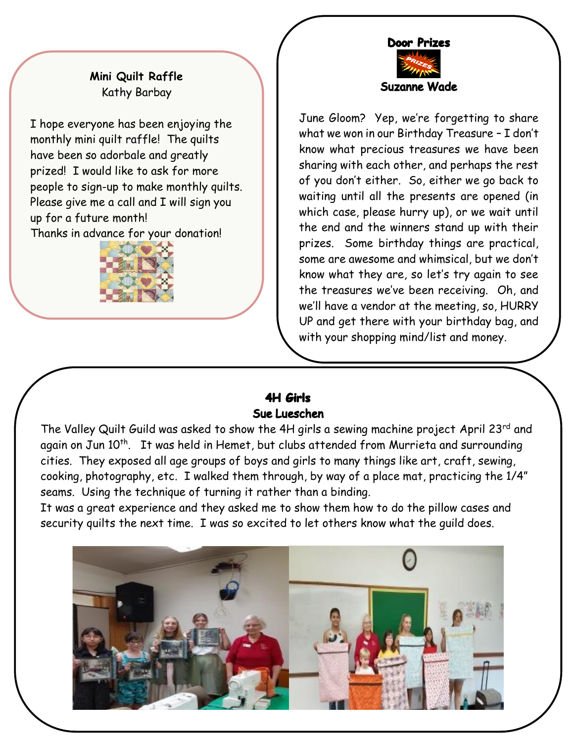## Mini Quilt Raffle

Kathy Barbay

I hope everyone has been enjoying the monthly mini quilt raffle! The quilts have been so adorbale and greatly prized! I would like to ask for more people to sign-up to make monthly quilts. Please give me a call and I will sign you up for a future month!

Thanks in advance for your donation!

## Door Prizes

**Suzanne Wade**

June Gloom? Yep, we're forgetting to share what we won in our Birthday Treasure – I don't know what precious treasures we have been sharing with each other, and perhaps the rest of you don't either. So, either we go back to waiting until all the presents are opened (in which case, please hurry up), or we wait until the end and the winners stand up with their prizes. Some birthday things are practical, some are awesome and whimsical, but we don't know what they are, so let's try again to see the treasures we've been receiving. Oh, and we'll have a vendor at the meeting, so, HURRY UP and get there with your birthday bag, and with your shopping mind/list and money.

## 4H Girls

**Sue Lueschen**

The Valley Quilt Guild was asked to show the 4H girls a sewing machine project April 23rd and again on Jun 10th. It was held in Hemet, but clubs attended from Murrieta and surrounding cities. They exposed all age groups of boys and girls to many things like art, craft, sewing, cooking, photography, etc. I walked them through, by way of a place mat, practicing the 1/4" seams. Using the technique of turning it rather than a binding.

It was a great experience and they asked me to show them how to do the pillow cases and security quilts the next time. I was so excited to let others know what the guild does.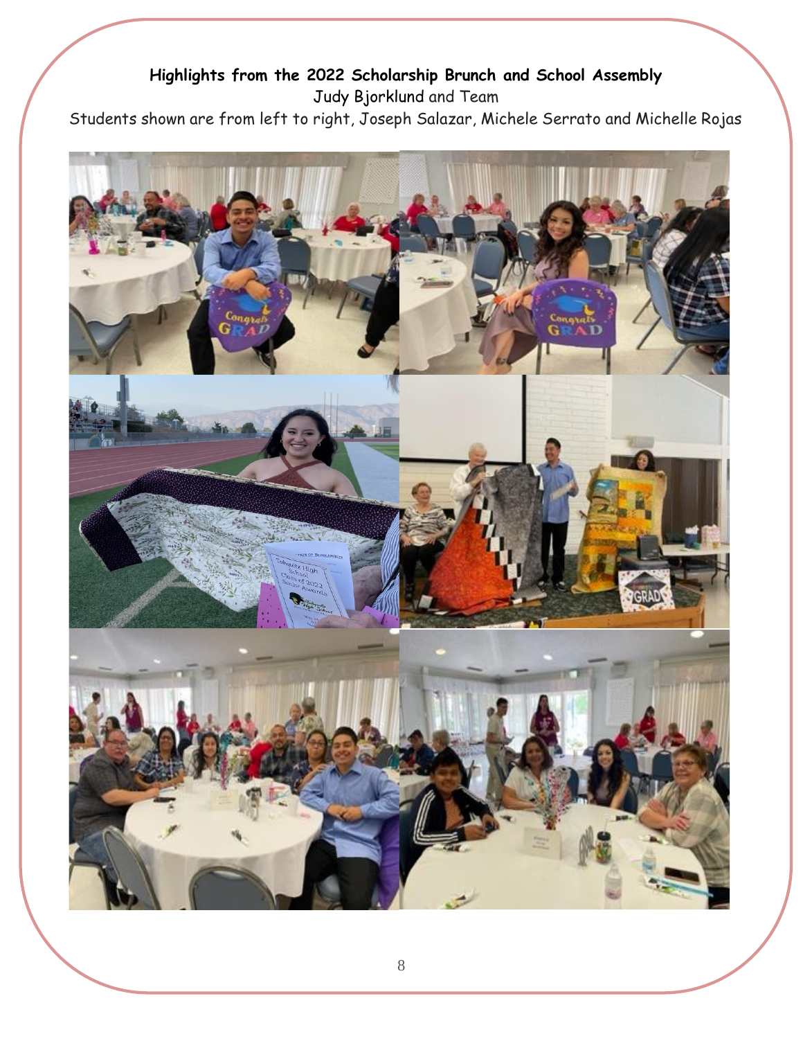**Highlights from the 2022 Scholarship Brunch and School Assembly**

Judy Bjorklund and Team

Students shown are from left to right, Joseph Salazar, Michele Serrato and Michelle Rojas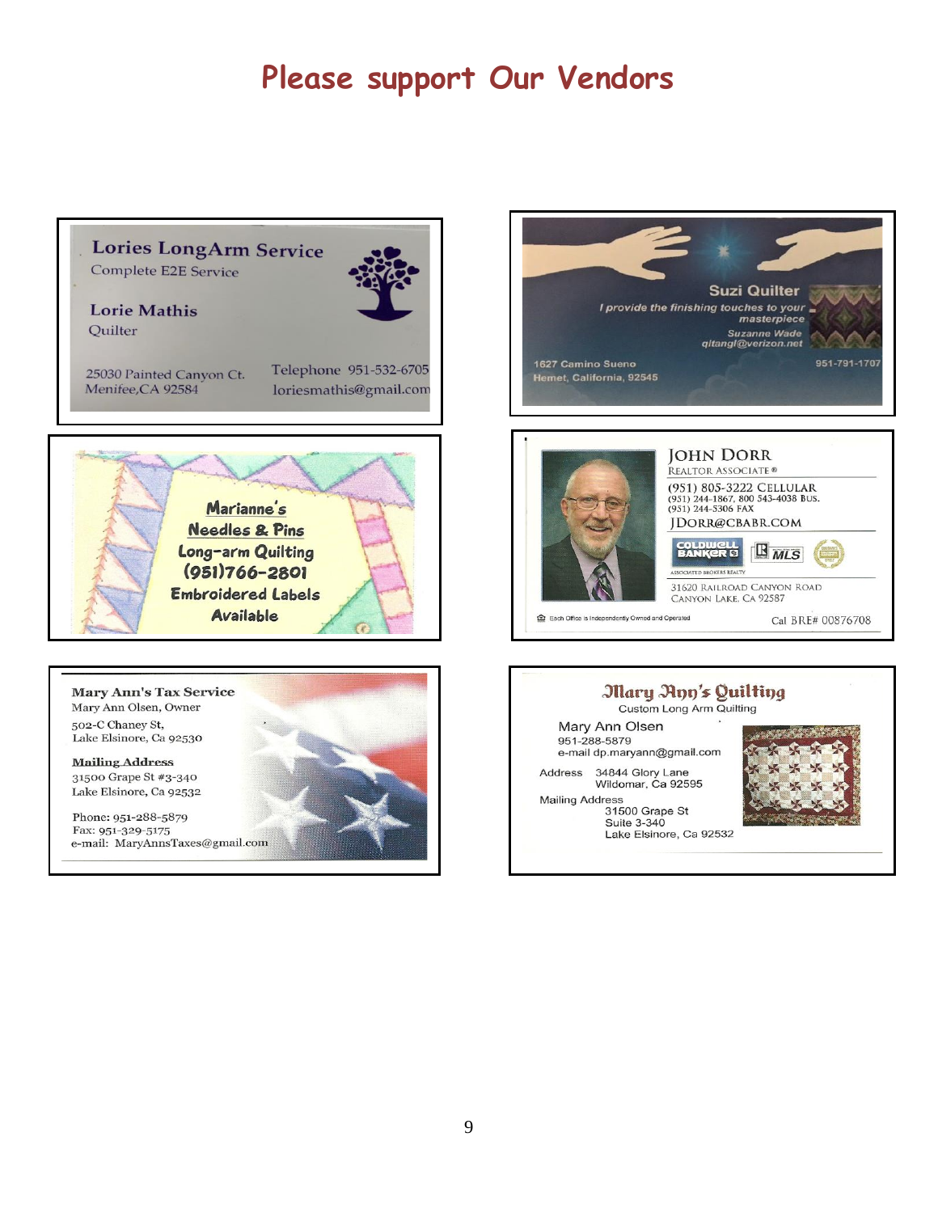# Please support Our Vendors

**Lories LongArm Service**
Complete E2E Service

**Lorie Mathis**
Quilter

25030 Painted Canyon Ct.
Menifee,CA 92584

Telephone 951-532-6705
loriesmathis@gmail.com

---

**Suzi Quilter**
*I provide the finishing touches to your masterpiece*
*Suzanne Wade*
*qltangl@verizon.net*

1627 Camino Sueno
Hemet, California, 92545

951-791-1707

---

**Marianne's**
**Needles & Pins**
**Long-arm Quilting**
**(951)766-2801**
**Embroidered Labels**
**Available**

---

**JOHN DORR**
REALTOR ASSOCIATE®

(951) 805-3222 CELLULAR
(951) 244-1867, 800 543-4038 BUS.
(951) 244-5306 FAX
JDORR@CBABR.COM

COLDWELL BANKER
ASSOCIATED BROKERS REALTY
MLS

31620 RAILROAD CANYON ROAD
CANYON LAKE, CA 92587

Each Office is Independently Owned and Operated

Cal BRE# 00876708

---

**Mary Ann's Tax Service**
Mary Ann Olsen, Owner
502-C Chaney St,
Lake Elsinore, Ca 92530

**Mailing Address**
31500 Grape St #3-340
Lake Elsinore, Ca 92532

Phone: 951-288-5879
Fax: 951-329-5175
e-mail: MaryAnnsTaxes@gmail.com

---

**Mary Ann's Quilting**
Custom Long Arm Quilting

Mary Ann Olsen
951-288-5879
e-mail dp.maryann@gmail.com

Address 34844 Glory Lane
Wildomar, Ca 92595

Mailing Address
31500 Grape St
Suite 3-340
Lake Elsinore, Ca 92532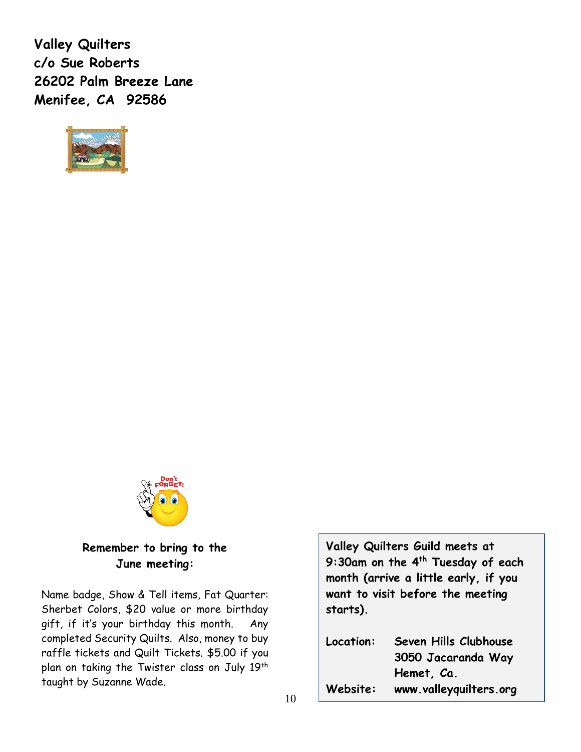**Valley Quilters**
**c/o Sue Roberts**
**26202 Palm Breeze Lane**
**Menifee, CA  92586**

**Remember to bring to the June meeting:**

Name badge, Show & Tell items, Fat Quarter: Sherbet Colors, $20 value or more birthday gift, if it's your birthday this month. Any completed Security Quilts. Also, money to buy raffle tickets and Quilt Tickets. $5.00 if you plan on taking the Twister class on July 19th taught by Suzanne Wade.

**Valley Quilters Guild meets at 9:30am on the 4th Tuesday of each month (arrive a little early, if you want to visit before the meeting starts).**

**Location:** Seven Hills Clubhouse
3050 Jacaranda Way
Hemet, Ca.

**Website:** www.valleyquilters.org